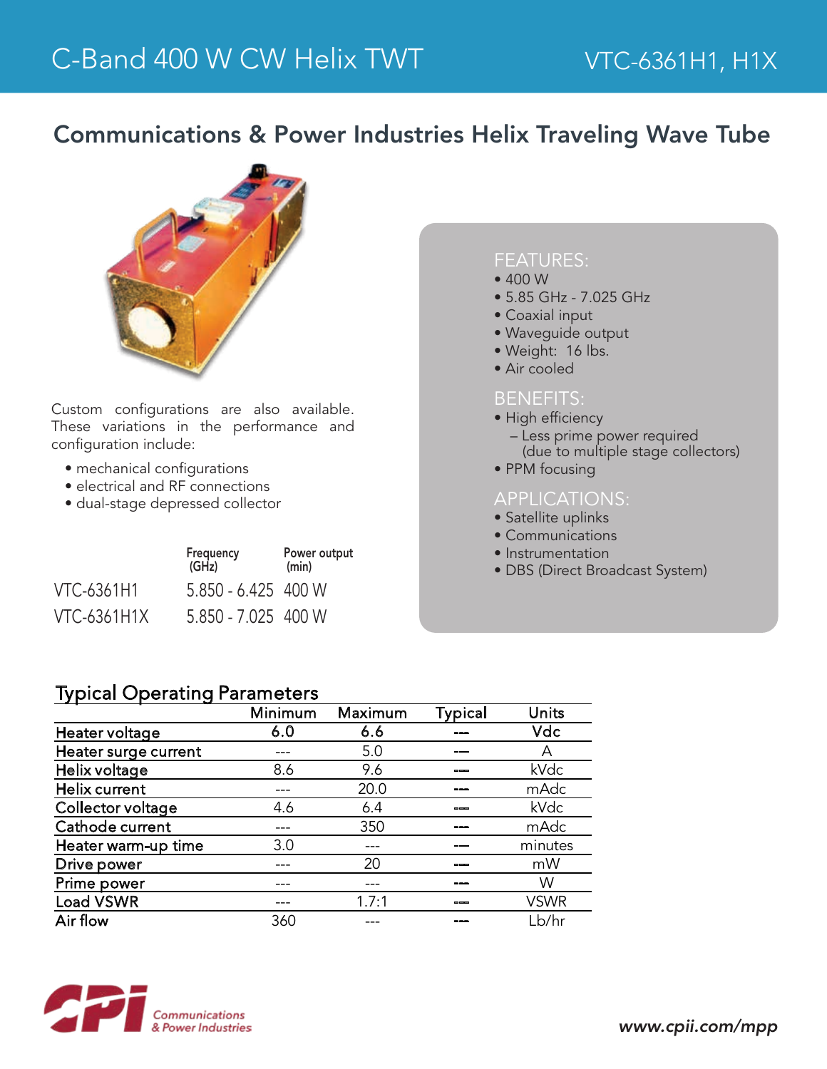# C-Band 400 W CW Helix TWT

VTC-6361H1, H1X

## Communications & Power Industries Helix Traveling Wave Tube

Custom configurations are also available. These variations in the performance and configuration include:

- mechanical configurations
- electrical and RF connections
- dual-stage depressed collector

| | Frequency (GHz) | Power output (min) |
|---|---|---|
| VTC-6361H1 | 5.850 - 6.425 | 400 W |
| VTC-6361H1X | 5.850 - 7.025 | 400 W |

### FEATURES:

- 400 W
- 5.85 GHz - 7.025 GHz
- Coaxial input
- Waveguide output
- Weight: 16 lbs.
- Air cooled

### BENEFITS:

- High efficiency
  - Less prime power required (due to multiple stage collectors)
- PPM focusing

### APPLICATIONS:

- Satellite uplinks
- Communications
- Instrumentation
- DBS (Direct Broadcast System)

## Typical Operating Parameters

| | Minimum | Maximum | Typical | Units |
|---|---|---|---|---|
| Heater voltage | 6.0 | 6.6 | --- | Vdc |
| Heater surge current | --- | 5.0 | --- | A |
| Helix voltage | 8.6 | 9.6 | --- | kVdc |
| Helix current | --- | 20.0 | --- | mAdc |
| Collector voltage | 4.6 | 6.4 | --- | kVdc |
| Cathode current | --- | 350 | --- | mAdc |
| Heater warm-up time | 3.0 | --- | --- | minutes |
| Drive power | --- | 20 | --- | mW |
| Prime power | --- | --- | --- | W |
| Load VSWR | --- | 1.7:1 | --- | VSWR |
| Air flow | 360 | --- | --- | Lb/hr |

Communications & Power Industries

www.cpii.com/mpp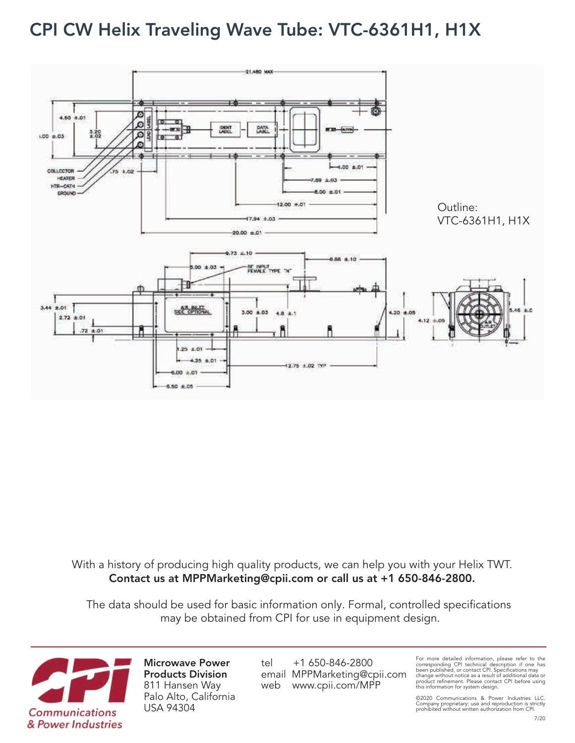# CPI CW Helix Traveling Wave Tube: VTC-6361H1, H1X

21.480 MAX

4.60 ±.01

1.00 ±.03

3.20 ±.02

LEAD LABEL

IDENT LABEL

DATA LABEL

COLLECTOR

HEATER

HTR–CATH

GROUND

.75 ±.02

4.00 ±.01

7.89 ±.03

8.00 ±.01

12.00 ±.01

17.94 ±.03

20.00 ±.01

Outline:
VTC-6361H1, H1X

9.73 ±.10

6.88 ±.10

5.00 ±.03

RF INPUT FEMALE TYPE "N"

3.44 ±.01

2.72 ±.01

.72 ±.01

AIR INLET SIDE OPTIONAL

3.00 ±.03

4.8 ±.1

4.20 ±.05

4.12 ±.05

5.46 ±.0

AIR OUTLET

1.25 ±.01

4.25 ±.01

6.00 ±.01

6.50 ±.05

12.75 ±.02 TYP

With a history of producing high quality products, we can help you with your Helix TWT.
**Contact us at MPPMarketing@cpii.com or call us at +1 650-846-2800.**

The data should be used for basic information only. Formal, controlled specifications may be obtained from CPI for use in equipment design.

Communications & Power Industries

**Microwave Power Products Division**
811 Hansen Way
Palo Alto, California
USA 94304

tel +1 650-846-2800
email MPPMarketing@cpii.com
web www.cpii.com/MPP

For more detailed information, please refer to the corresponding CPI technical description if one has been published, or contact CPI. Specifications may change without notice as a result of additional data or product refinement. Please contact CPI before using this information for system design.

©2020 Communications & Power Industries LLC. Company proprietary: use and reproduction is strictly prohibited without written authorization from CPI.

7/20